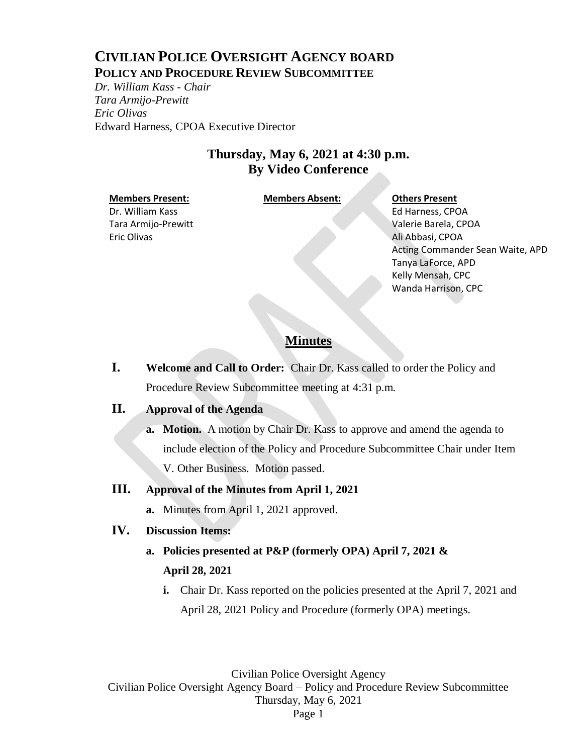# CIVILIAN POLICE OVERSIGHT AGENCY BOARD

## POLICY AND PROCEDURE REVIEW SUBCOMMITTEE

*Dr. William Kass - Chair*
*Tara Armijo-Prewitt*
*Eric Olivas*
Edward Harness, CPOA Executive Director

### Thursday, May 6, 2021 at 4:30 p.m.
### By Video Conference

| Members Present: | Members Absent: | Others Present |
|---|---|---|
| Dr. William Kass | | Ed Harness, CPOA |
| Tara Armijo-Prewitt | | Valerie Barela, CPOA |
| Eric Olivas | | Ali Abbasi, CPOA |
| | | Acting Commander Sean Waite, APD |
| | | Tanya LaForce, APD |
| | | Kelly Mensah, CPC |
| | | Wanda Harrison, CPC |

## Minutes

**I. Welcome and Call to Order:** Chair Dr. Kass called to order the Policy and Procedure Review Subcommittee meeting at 4:31 p.m.

**II. Approval of the Agenda**

- **a. Motion.** A motion by Chair Dr. Kass to approve and amend the agenda to include election of the Policy and Procedure Subcommittee Chair under Item V. Other Business. Motion passed.

**III. Approval of the Minutes from April 1, 2021**

- **a.** Minutes from April 1, 2021 approved.

**IV. Discussion Items:**

- **a. Policies presented at P&P (formerly OPA) April 7, 2021 & April 28, 2021**
  - **i.** Chair Dr. Kass reported on the policies presented at the April 7, 2021 and April 28, 2021 Policy and Procedure (formerly OPA) meetings.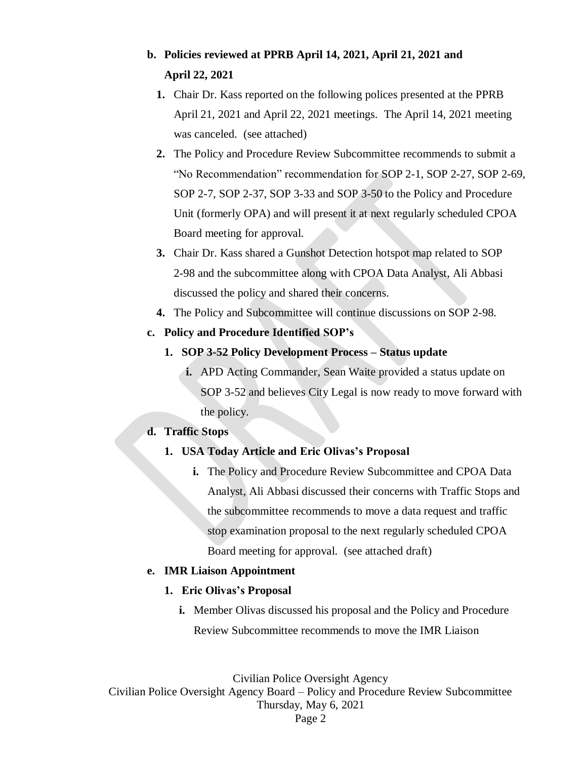**b. Policies reviewed at PPRB April 14, 2021, April 21, 2021 and April 22, 2021**

1. Chair Dr. Kass reported on the following polices presented at the PPRB April 21, 2021 and April 22, 2021 meetings. The April 14, 2021 meeting was canceled. (see attached)
2. The Policy and Procedure Review Subcommittee recommends to submit a "No Recommendation" recommendation for SOP 2-1, SOP 2-27, SOP 2-69, SOP 2-7, SOP 2-37, SOP 3-33 and SOP 3-50 to the Policy and Procedure Unit (formerly OPA) and will present it at next regularly scheduled CPOA Board meeting for approval.
3. Chair Dr. Kass shared a Gunshot Detection hotspot map related to SOP 2-98 and the subcommittee along with CPOA Data Analyst, Ali Abbasi discussed the policy and shared their concerns.
4. The Policy and Subcommittee will continue discussions on SOP 2-98.

**c. Policy and Procedure Identified SOP's**

1. **SOP 3-52 Policy Development Process – Status update**
   - **i.** APD Acting Commander, Sean Waite provided a status update on SOP 3-52 and believes City Legal is now ready to move forward with the policy.

**d. Traffic Stops**

1. **USA Today Article and Eric Olivas's Proposal**
   - **i.** The Policy and Procedure Review Subcommittee and CPOA Data Analyst, Ali Abbasi discussed their concerns with Traffic Stops and the subcommittee recommends to move a data request and traffic stop examination proposal to the next regularly scheduled CPOA Board meeting for approval. (see attached draft)

**e. IMR Liaison Appointment**

1. **Eric Olivas's Proposal**
   - **i.** Member Olivas discussed his proposal and the Policy and Procedure Review Subcommittee recommends to move the IMR Liaison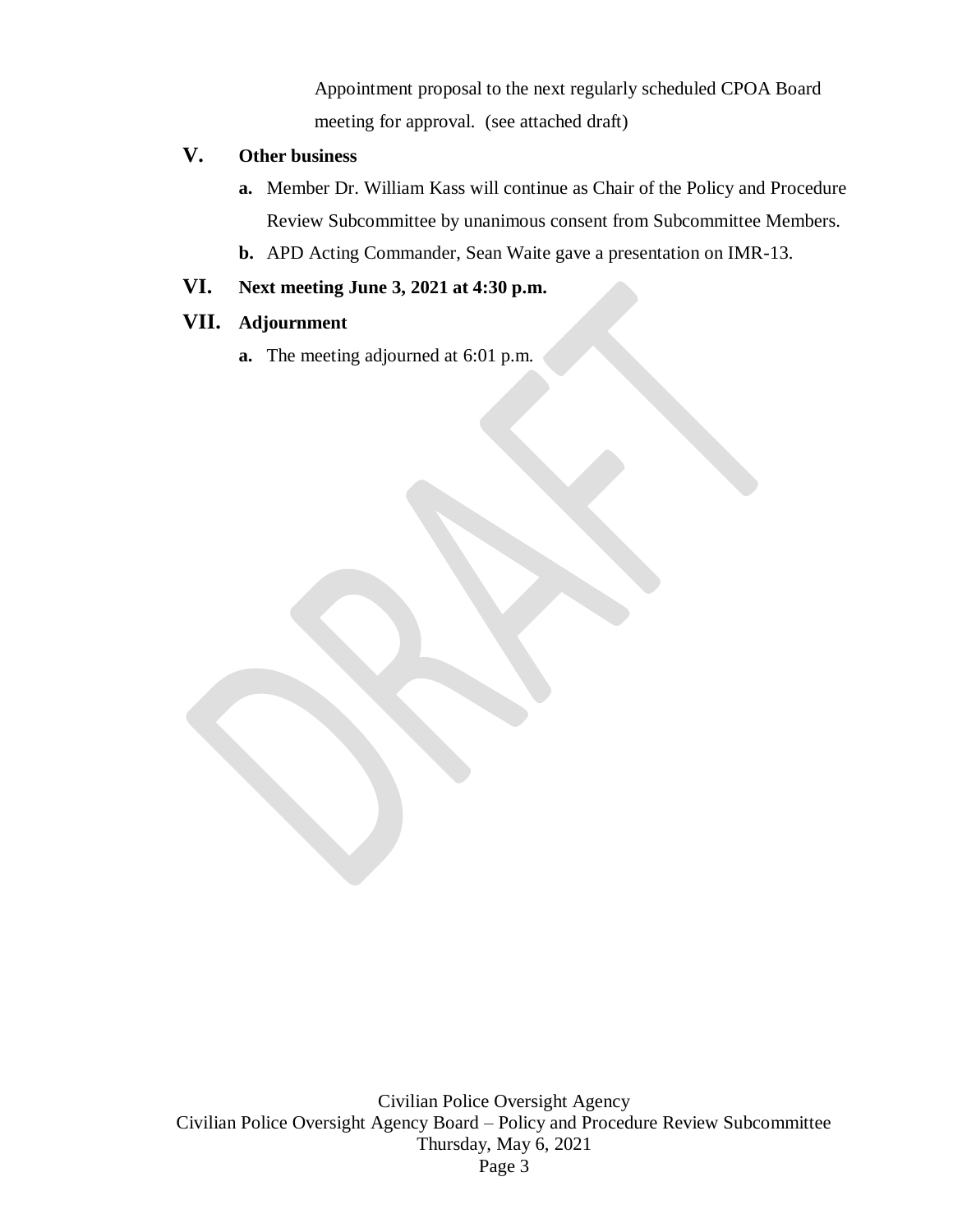Appointment proposal to the next regularly scheduled CPOA Board meeting for approval. (see attached draft)

## V. Other business

**a.** Member Dr. William Kass will continue as Chair of the Policy and Procedure Review Subcommittee by unanimous consent from Subcommittee Members.

**b.** APD Acting Commander, Sean Waite gave a presentation on IMR-13.

## VI. Next meeting June 3, 2021 at 4:30 p.m.

## VII. Adjournment

**a.** The meeting adjourned at 6:01 p.m.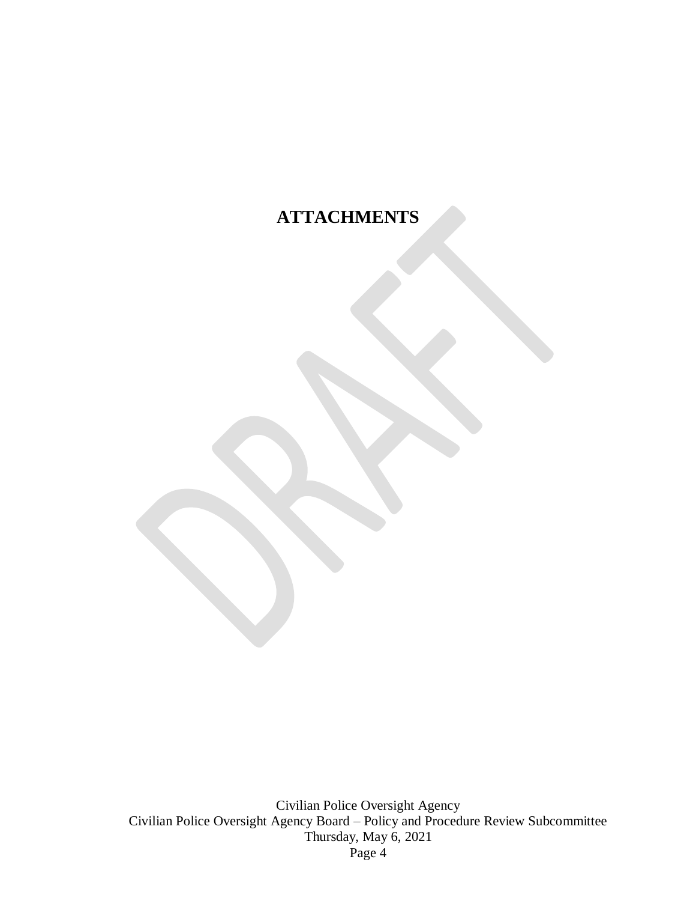# ATTACHMENTS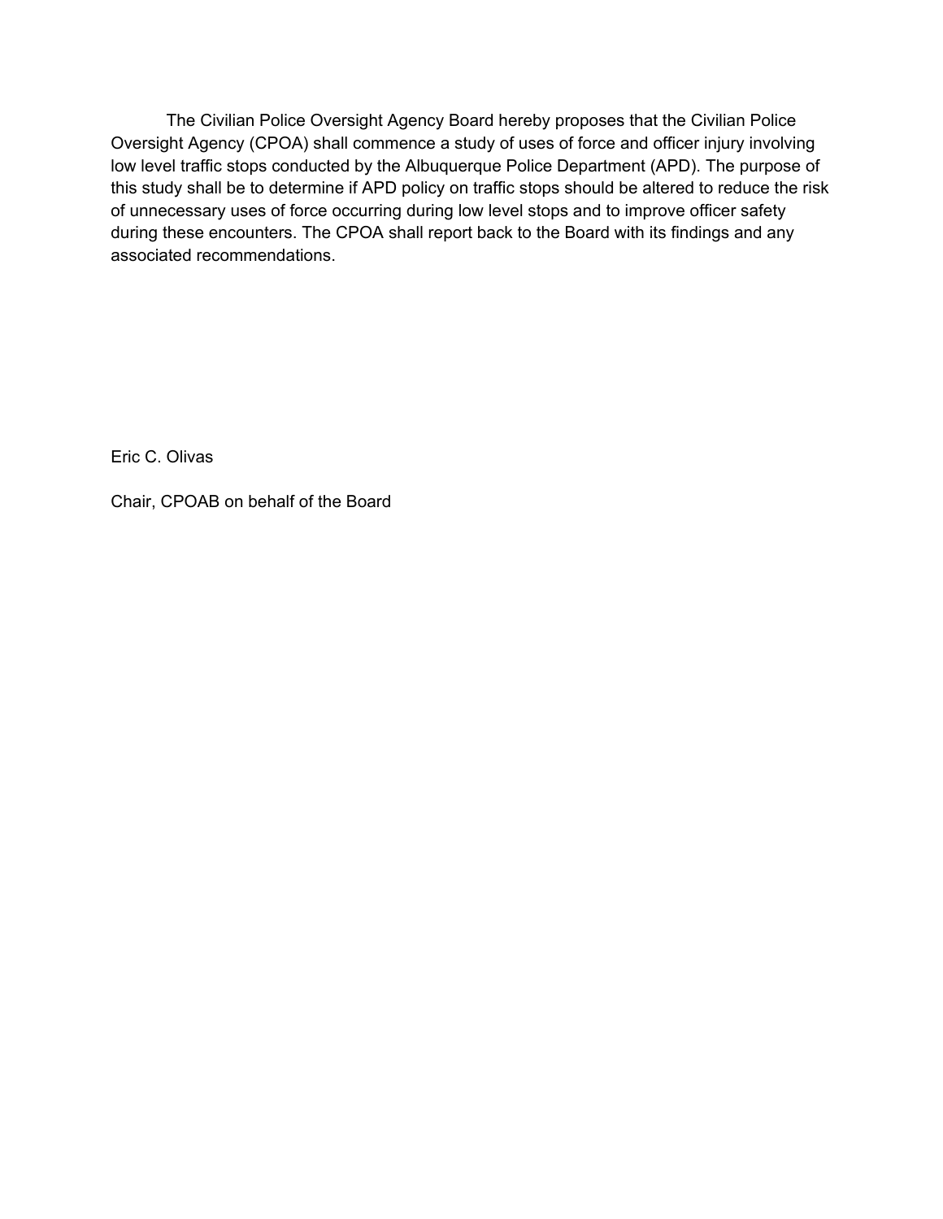The Civilian Police Oversight Agency Board hereby proposes that the Civilian Police Oversight Agency (CPOA) shall commence a study of uses of force and officer injury involving low level traffic stops conducted by the Albuquerque Police Department (APD). The purpose of this study shall be to determine if APD policy on traffic stops should be altered to reduce the risk of unnecessary uses of force occurring during low level stops and to improve officer safety during these encounters. The CPOA shall report back to the Board with its findings and any associated recommendations.

Eric C. Olivas

Chair, CPOAB on behalf of the Board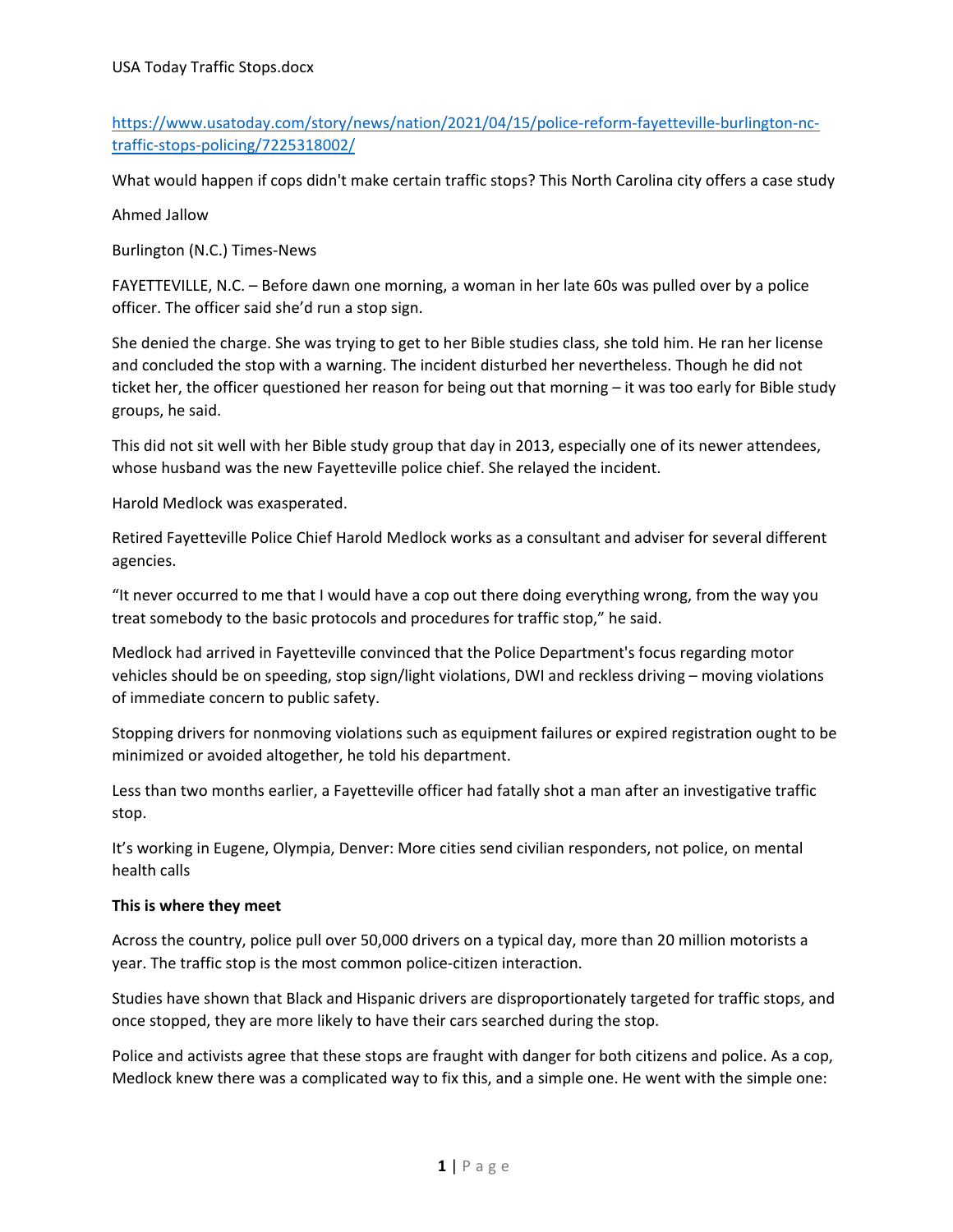https://www.usatoday.com/story/news/nation/2021/04/15/police-reform-fayetteville-burlington-nc-traffic-stops-policing/7225318002/

What would happen if cops didn't make certain traffic stops? This North Carolina city offers a case study

Ahmed Jallow

Burlington (N.C.) Times-News

FAYETTEVILLE, N.C. – Before dawn one morning, a woman in her late 60s was pulled over by a police officer. The officer said she'd run a stop sign.

She denied the charge. She was trying to get to her Bible studies class, she told him. He ran her license and concluded the stop with a warning. The incident disturbed her nevertheless. Though he did not ticket her, the officer questioned her reason for being out that morning – it was too early for Bible study groups, he said.

This did not sit well with her Bible study group that day in 2013, especially one of its newer attendees, whose husband was the new Fayetteville police chief. She relayed the incident.

Harold Medlock was exasperated.

Retired Fayetteville Police Chief Harold Medlock works as a consultant and adviser for several different agencies.

"It never occurred to me that I would have a cop out there doing everything wrong, from the way you treat somebody to the basic protocols and procedures for traffic stop," he said.

Medlock had arrived in Fayetteville convinced that the Police Department's focus regarding motor vehicles should be on speeding, stop sign/light violations, DWI and reckless driving – moving violations of immediate concern to public safety.

Stopping drivers for nonmoving violations such as equipment failures or expired registration ought to be minimized or avoided altogether, he told his department.

Less than two months earlier, a Fayetteville officer had fatally shot a man after an investigative traffic stop.

It's working in Eugene, Olympia, Denver: More cities send civilian responders, not police, on mental health calls

**This is where they meet**

Across the country, police pull over 50,000 drivers on a typical day, more than 20 million motorists a year. The traffic stop is the most common police-citizen interaction.

Studies have shown that Black and Hispanic drivers are disproportionately targeted for traffic stops, and once stopped, they are more likely to have their cars searched during the stop.

Police and activists agree that these stops are fraught with danger for both citizens and police. As a cop, Medlock knew there was a complicated way to fix this, and a simple one. He went with the simple one: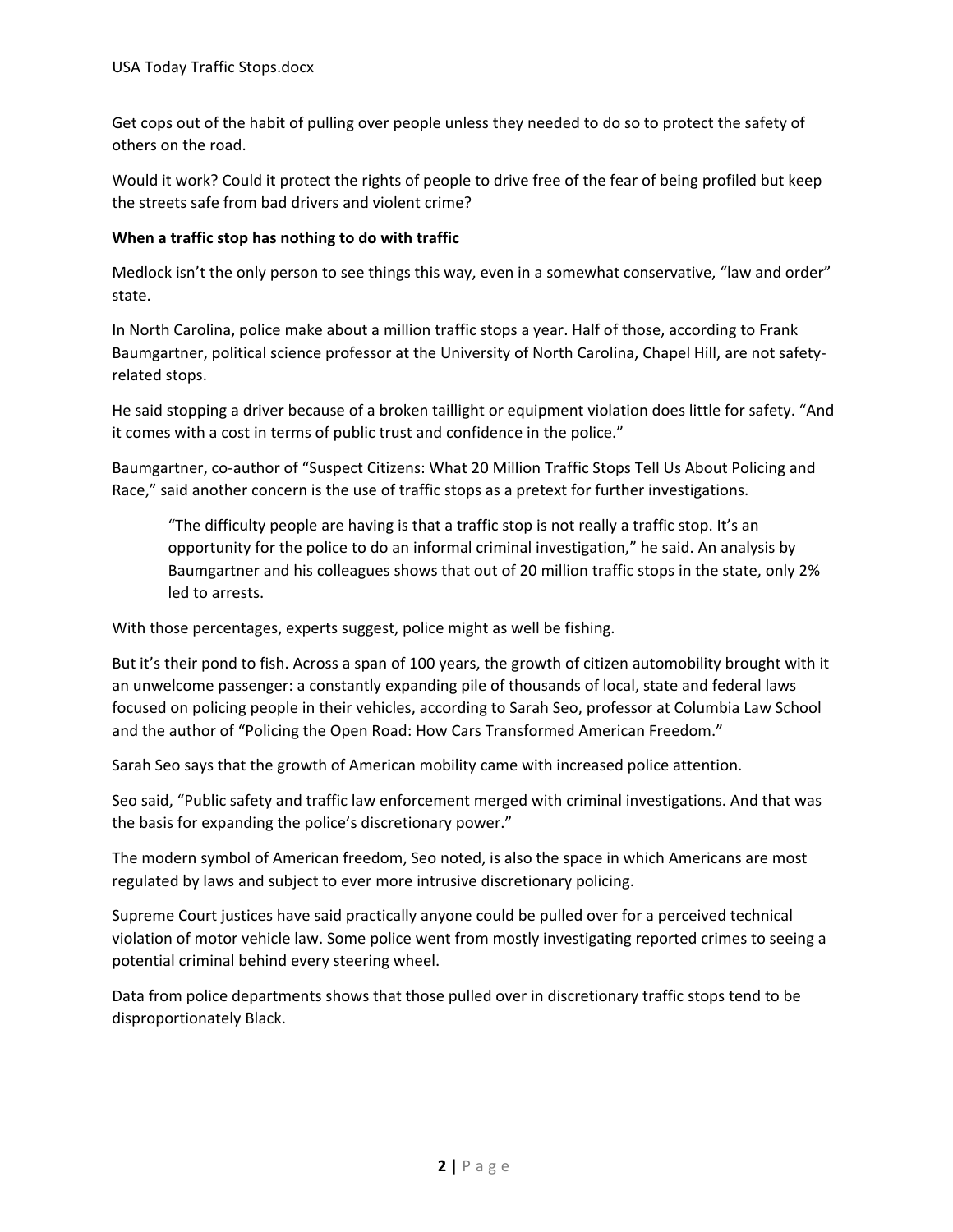Get cops out of the habit of pulling over people unless they needed to do so to protect the safety of others on the road.

Would it work? Could it protect the rights of people to drive free of the fear of being profiled but keep the streets safe from bad drivers and violent crime?

**When a traffic stop has nothing to do with traffic**

Medlock isn't the only person to see things this way, even in a somewhat conservative, "law and order" state.

In North Carolina, police make about a million traffic stops a year. Half of those, according to Frank Baumgartner, political science professor at the University of North Carolina, Chapel Hill, are not safety-related stops.

He said stopping a driver because of a broken taillight or equipment violation does little for safety. "And it comes with a cost in terms of public trust and confidence in the police."

Baumgartner, co-author of "Suspect Citizens: What 20 Million Traffic Stops Tell Us About Policing and Race," said another concern is the use of traffic stops as a pretext for further investigations.

> "The difficulty people are having is that a traffic stop is not really a traffic stop. It's an opportunity for the police to do an informal criminal investigation," he said. An analysis by Baumgartner and his colleagues shows that out of 20 million traffic stops in the state, only 2% led to arrests.

With those percentages, experts suggest, police might as well be fishing.

But it's their pond to fish. Across a span of 100 years, the growth of citizen automobility brought with it an unwelcome passenger: a constantly expanding pile of thousands of local, state and federal laws focused on policing people in their vehicles, according to Sarah Seo, professor at Columbia Law School and the author of "Policing the Open Road: How Cars Transformed American Freedom."

Sarah Seo says that the growth of American mobility came with increased police attention.

Seo said, "Public safety and traffic law enforcement merged with criminal investigations. And that was the basis for expanding the police's discretionary power."

The modern symbol of American freedom, Seo noted, is also the space in which Americans are most regulated by laws and subject to ever more intrusive discretionary policing.

Supreme Court justices have said practically anyone could be pulled over for a perceived technical violation of motor vehicle law. Some police went from mostly investigating reported crimes to seeing a potential criminal behind every steering wheel.

Data from police departments shows that those pulled over in discretionary traffic stops tend to be disproportionately Black.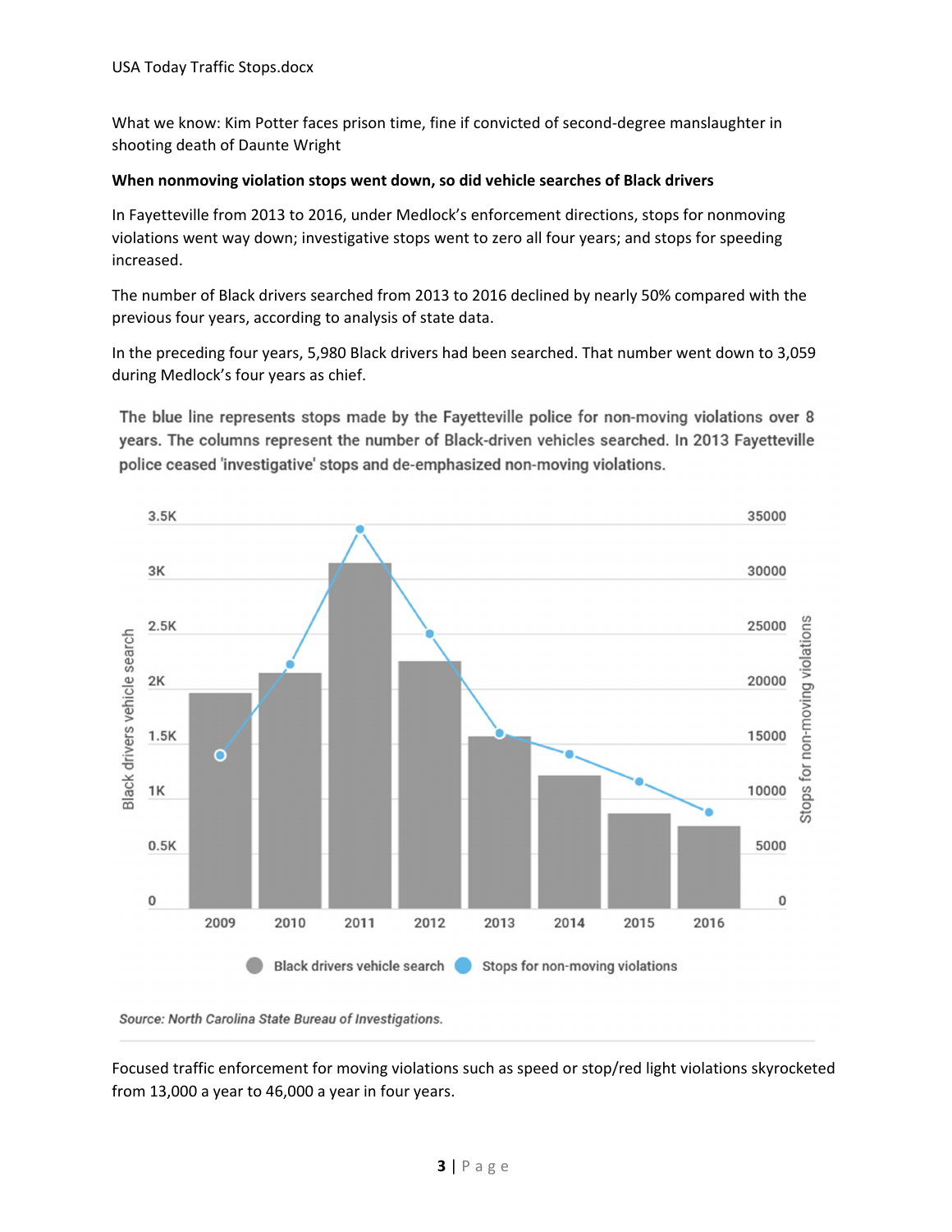What we know: Kim Potter faces prison time, fine if convicted of second-degree manslaughter in shooting death of Daunte Wright

**When nonmoving violation stops went down, so did vehicle searches of Black drivers**

In Fayetteville from 2013 to 2016, under Medlock's enforcement directions, stops for nonmoving violations went way down; investigative stops went to zero all four years; and stops for speeding increased.

The number of Black drivers searched from 2013 to 2016 declined by nearly 50% compared with the previous four years, according to analysis of state data.

In the preceding four years, 5,980 Black drivers had been searched. That number went down to 3,059 during Medlock's four years as chief.

The blue line represents stops made by the Fayetteville police for non-moving violations over 8 years. The columns represent the number of Black-driven vehicles searched. In 2013 Fayetteville police ceased 'investigative' stops and de-emphasized non-moving violations.

*Source: North Carolina State Bureau of Investigations.*

Focused traffic enforcement for moving violations such as speed or stop/red light violations skyrocketed from 13,000 a year to 46,000 a year in four years.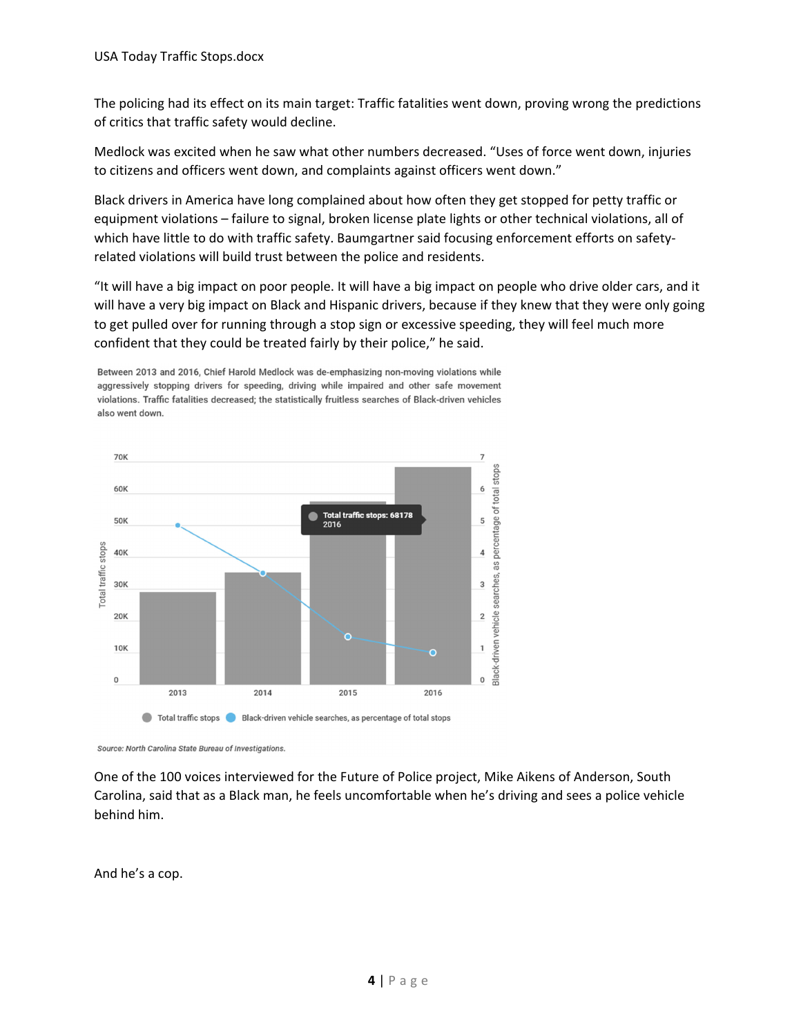The policing had its effect on its main target: Traffic fatalities went down, proving wrong the predictions of critics that traffic safety would decline.

Medlock was excited when he saw what other numbers decreased. "Uses of force went down, injuries to citizens and officers went down, and complaints against officers went down."

Black drivers in America have long complained about how often they get stopped for petty traffic or equipment violations – failure to signal, broken license plate lights or other technical violations, all of which have little to do with traffic safety. Baumgartner said focusing enforcement efforts on safety-related violations will build trust between the police and residents.

"It will have a big impact on poor people. It will have a big impact on people who drive older cars, and it will have a very big impact on Black and Hispanic drivers, because if they knew that they were only going to get pulled over for running through a stop sign or excessive speeding, they will feel much more confident that they could be treated fairly by their police," he said.

Between 2013 and 2016, Chief Harold Medlock was de-emphasizing non-moving violations while aggressively stopping drivers for speeding, driving while impaired and other safe movement violations. Traffic fatalities decreased; the statistically fruitless searches of Black-driven vehicles also went down.

Total traffic stops: 68178
2016

Total traffic stops | Black-driven vehicle searches, as percentage of total stops

*Source: North Carolina State Bureau of Investigations.*

One of the 100 voices interviewed for the Future of Police project, Mike Aikens of Anderson, South Carolina, said that as a Black man, he feels uncomfortable when he's driving and sees a police vehicle behind him.

And he's a cop.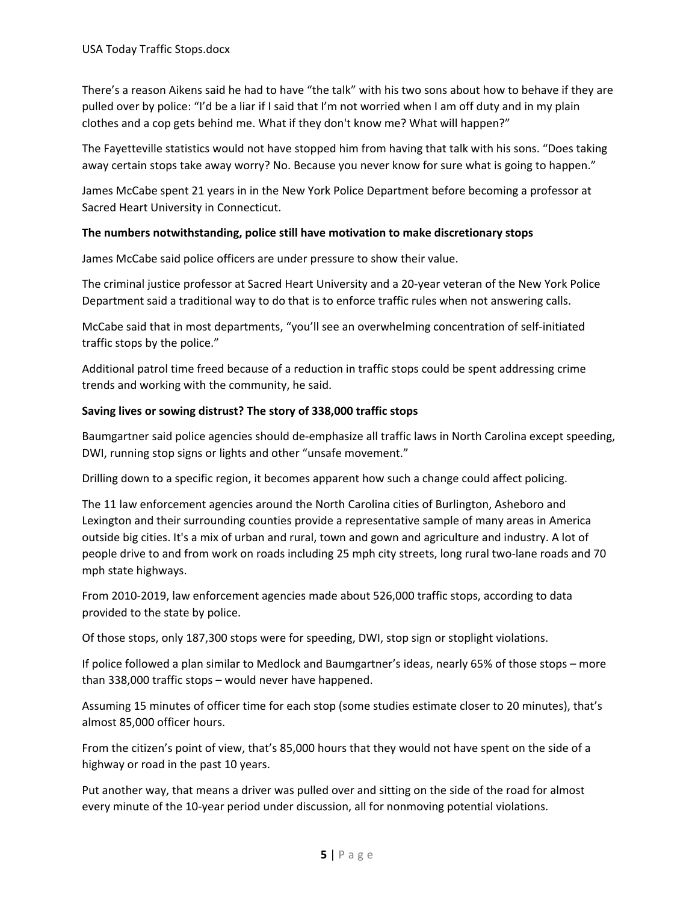There's a reason Aikens said he had to have "the talk" with his two sons about how to behave if they are pulled over by police: "I'd be a liar if I said that I'm not worried when I am off duty and in my plain clothes and a cop gets behind me. What if they don't know me? What will happen?"

The Fayetteville statistics would not have stopped him from having that talk with his sons. "Does taking away certain stops take away worry? No. Because you never know for sure what is going to happen."

James McCabe spent 21 years in in the New York Police Department before becoming a professor at Sacred Heart University in Connecticut.

**The numbers notwithstanding, police still have motivation to make discretionary stops**

James McCabe said police officers are under pressure to show their value.

The criminal justice professor at Sacred Heart University and a 20-year veteran of the New York Police Department said a traditional way to do that is to enforce traffic rules when not answering calls.

McCabe said that in most departments, "you'll see an overwhelming concentration of self-initiated traffic stops by the police."

Additional patrol time freed because of a reduction in traffic stops could be spent addressing crime trends and working with the community, he said.

**Saving lives or sowing distrust? The story of 338,000 traffic stops**

Baumgartner said police agencies should de-emphasize all traffic laws in North Carolina except speeding, DWI, running stop signs or lights and other "unsafe movement."

Drilling down to a specific region, it becomes apparent how such a change could affect policing.

The 11 law enforcement agencies around the North Carolina cities of Burlington, Asheboro and Lexington and their surrounding counties provide a representative sample of many areas in America outside big cities. It's a mix of urban and rural, town and gown and agriculture and industry. A lot of people drive to and from work on roads including 25 mph city streets, long rural two-lane roads and 70 mph state highways.

From 2010-2019, law enforcement agencies made about 526,000 traffic stops, according to data provided to the state by police.

Of those stops, only 187,300 stops were for speeding, DWI, stop sign or stoplight violations.

If police followed a plan similar to Medlock and Baumgartner's ideas, nearly 65% of those stops – more than 338,000 traffic stops – would never have happened.

Assuming 15 minutes of officer time for each stop (some studies estimate closer to 20 minutes), that's almost 85,000 officer hours.

From the citizen's point of view, that's 85,000 hours that they would not have spent on the side of a highway or road in the past 10 years.

Put another way, that means a driver was pulled over and sitting on the side of the road for almost every minute of the 10-year period under discussion, all for nonmoving potential violations.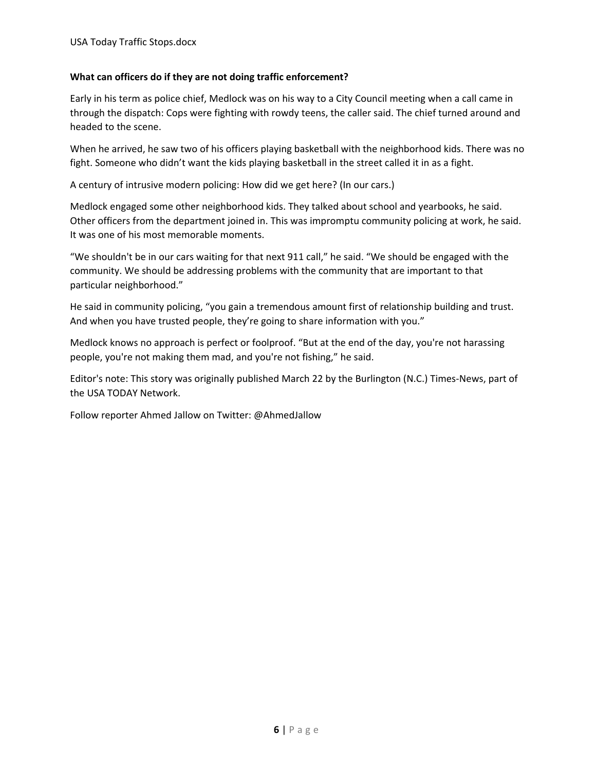**What can officers do if they are not doing traffic enforcement?**

Early in his term as police chief, Medlock was on his way to a City Council meeting when a call came in through the dispatch: Cops were fighting with rowdy teens, the caller said. The chief turned around and headed to the scene.

When he arrived, he saw two of his officers playing basketball with the neighborhood kids. There was no fight. Someone who didn't want the kids playing basketball in the street called it in as a fight.

A century of intrusive modern policing: How did we get here? (In our cars.)

Medlock engaged some other neighborhood kids. They talked about school and yearbooks, he said. Other officers from the department joined in. This was impromptu community policing at work, he said. It was one of his most memorable moments.

"We shouldn't be in our cars waiting for that next 911 call," he said. "We should be engaged with the community. We should be addressing problems with the community that are important to that particular neighborhood."

He said in community policing, "you gain a tremendous amount first of relationship building and trust. And when you have trusted people, they're going to share information with you."

Medlock knows no approach is perfect or foolproof. "But at the end of the day, you're not harassing people, you're not making them mad, and you're not fishing," he said.

Editor's note: This story was originally published March 22 by the Burlington (N.C.) Times-News, part of the USA TODAY Network.

Follow reporter Ahmed Jallow on Twitter: @AhmedJallow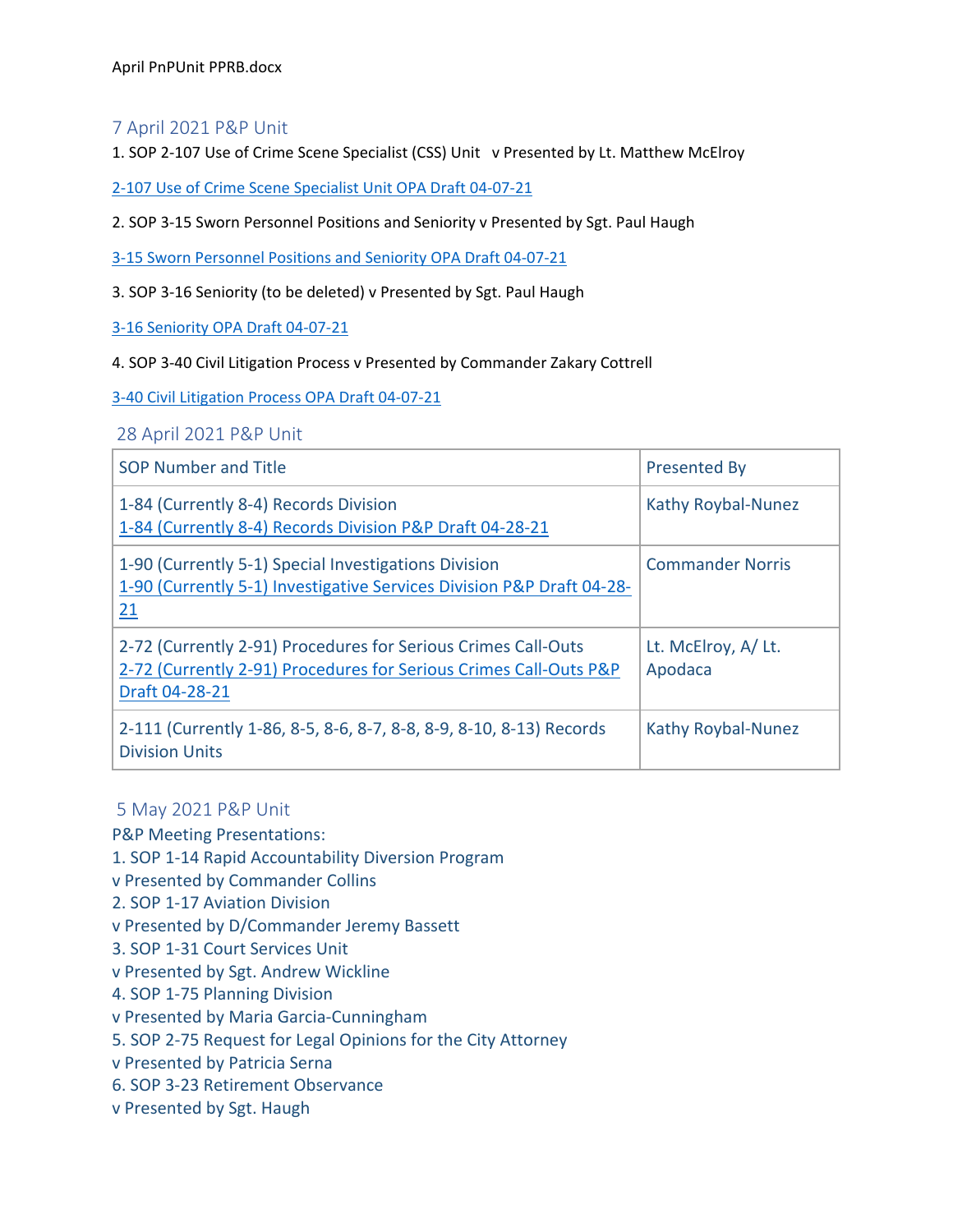April PnPUnit PPRB.docx

## 7 April 2021 P&P Unit

1. SOP 2-107 Use of Crime Scene Specialist (CSS) Unit v Presented by Lt. Matthew McElroy

2-107 Use of Crime Scene Specialist Unit OPA Draft 04-07-21

2. SOP 3-15 Sworn Personnel Positions and Seniority v Presented by Sgt. Paul Haugh

3-15 Sworn Personnel Positions and Seniority OPA Draft 04-07-21

3. SOP 3-16 Seniority (to be deleted) v Presented by Sgt. Paul Haugh

3-16 Seniority OPA Draft 04-07-21

4. SOP 3-40 Civil Litigation Process v Presented by Commander Zakary Cottrell

3-40 Civil Litigation Process OPA Draft 04-07-21

## 28 April 2021 P&P Unit

| SOP Number and Title | Presented By |
|---|---|
| 1-84 (Currently 8-4) Records Division<br>1-84 (Currently 8-4) Records Division P&P Draft 04-28-21 | Kathy Roybal-Nunez |
| 1-90 (Currently 5-1) Special Investigations Division<br>1-90 (Currently 5-1) Investigative Services Division P&P Draft 04-28-21 | Commander Norris |
| 2-72 (Currently 2-91) Procedures for Serious Crimes Call-Outs<br>2-72 (Currently 2-91) Procedures for Serious Crimes Call-Outs P&P Draft 04-28-21 | Lt. McElroy, A/ Lt. Apodaca |
| 2-111 (Currently 1-86, 8-5, 8-6, 8-7, 8-8, 8-9, 8-10, 8-13) Records Division Units | Kathy Roybal-Nunez |

## 5 May 2021 P&P Unit

P&P Meeting Presentations:

1. SOP 1-14 Rapid Accountability Diversion Program
v Presented by Commander Collins
2. SOP 1-17 Aviation Division
v Presented by D/Commander Jeremy Bassett
3. SOP 1-31 Court Services Unit
v Presented by Sgt. Andrew Wickline
4. SOP 1-75 Planning Division
v Presented by Maria Garcia-Cunningham
5. SOP 2-75 Request for Legal Opinions for the City Attorney
v Presented by Patricia Serna
6. SOP 3-23 Retirement Observance
v Presented by Sgt. Haugh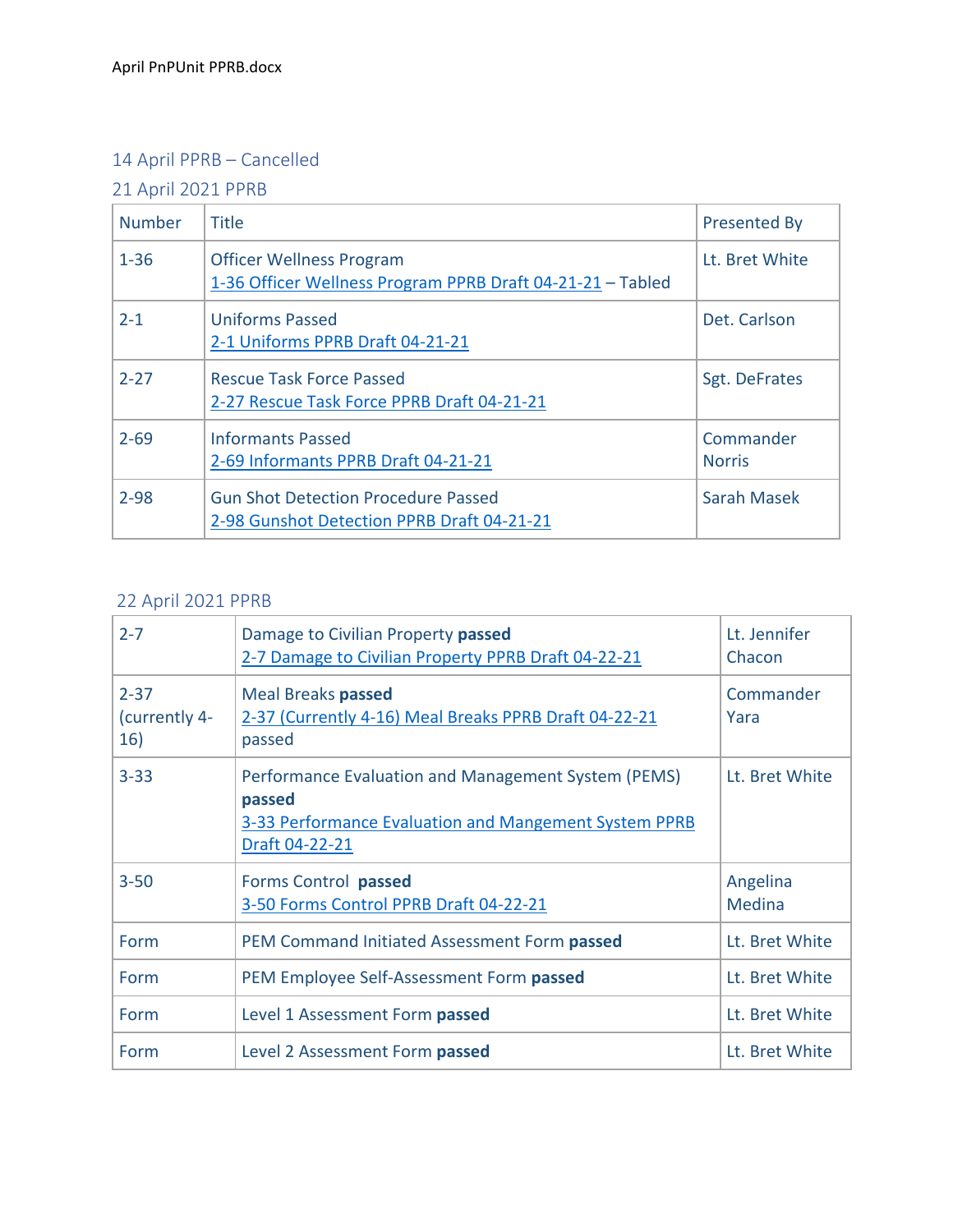April PnPUnit PPRB.docx

## 14 April PPRB – Cancelled

## 21 April 2021 PPRB

| Number | Title | Presented By |
|---|---|---|
| 1-36 | Officer Wellness Program<br>1-36 Officer Wellness Program PPRB Draft 04-21-21 – Tabled | Lt. Bret White |
| 2-1 | Uniforms Passed<br>2-1 Uniforms PPRB Draft 04-21-21 | Det. Carlson |
| 2-27 | Rescue Task Force Passed<br>2-27 Rescue Task Force PPRB Draft 04-21-21 | Sgt. DeFrates |
| 2-69 | Informants Passed<br>2-69 Informants PPRB Draft 04-21-21 | Commander Norris |
| 2-98 | Gun Shot Detection Procedure Passed<br>2-98 Gunshot Detection PPRB Draft 04-21-21 | Sarah Masek |

## 22 April 2021 PPRB

| | | |
|---|---|---|
| 2-7 | Damage to Civilian Property **passed**<br>2-7 Damage to Civilian Property PPRB Draft 04-22-21 | Lt. Jennifer Chacon |
| 2-37 (currently 4-16) | Meal Breaks **passed**<br>2-37 (Currently 4-16) Meal Breaks PPRB Draft 04-22-21 passed | Commander Yara |
| 3-33 | Performance Evaluation and Management System (PEMS) **passed**<br>3-33 Performance Evaluation and Mangement System PPRB Draft 04-22-21 | Lt. Bret White |
| 3-50 | Forms Control **passed**<br>3-50 Forms Control PPRB Draft 04-22-21 | Angelina Medina |
| Form | PEM Command Initiated Assessment Form **passed** | Lt. Bret White |
| Form | PEM Employee Self-Assessment Form **passed** | Lt. Bret White |
| Form | Level 1 Assessment Form **passed** | Lt. Bret White |
| Form | Level 2 Assessment Form **passed** | Lt. Bret White |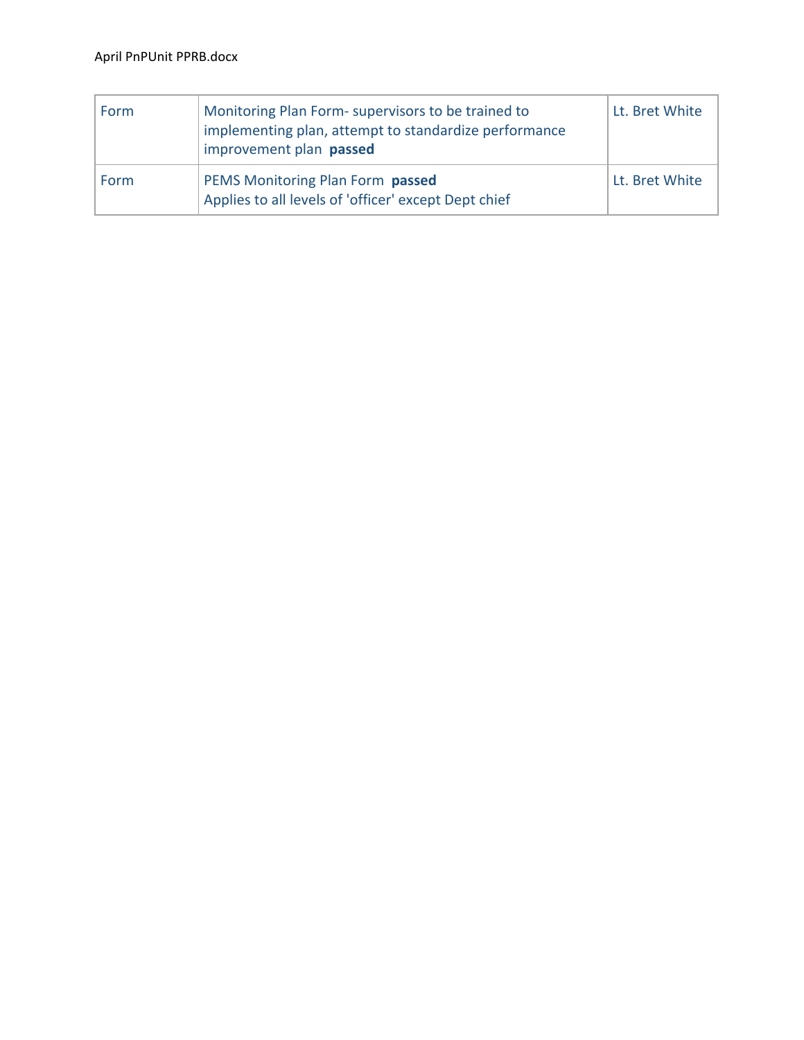| Form | Monitoring Plan Form- supervisors to be trained to implementing plan, attempt to standardize performance improvement plan **passed** | Lt. Bret White |
|---|---|---|
| Form | PEMS Monitoring Plan Form **passed**<br>Applies to all levels of 'officer' except Dept chief | Lt. Bret White |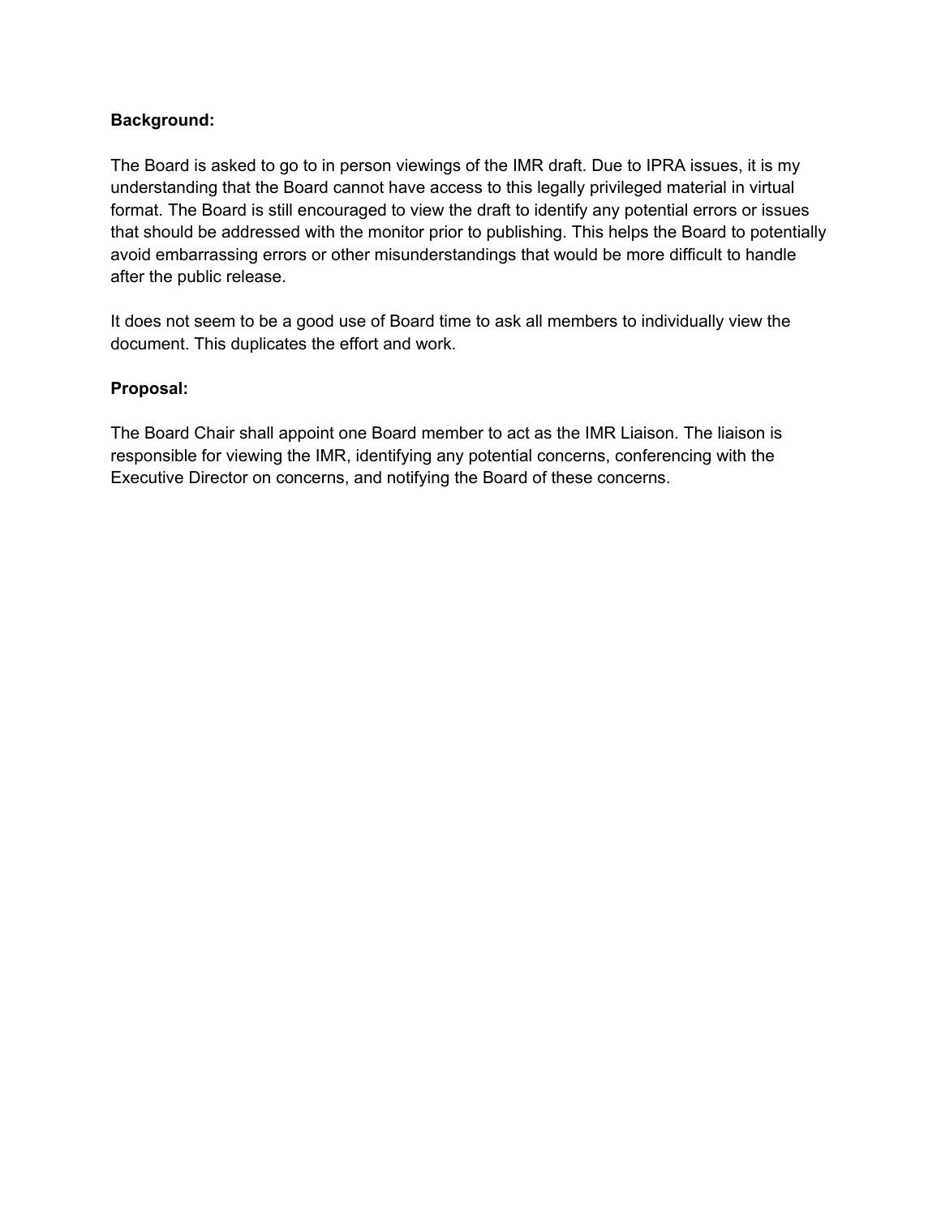**Background:**

The Board is asked to go to in person viewings of the IMR draft. Due to IPRA issues, it is my understanding that the Board cannot have access to this legally privileged material in virtual format. The Board is still encouraged to view the draft to identify any potential errors or issues that should be addressed with the monitor prior to publishing. This helps the Board to potentially avoid embarrassing errors or other misunderstandings that would be more difficult to handle after the public release.

It does not seem to be a good use of Board time to ask all members to individually view the document. This duplicates the effort and work.

**Proposal:**

The Board Chair shall appoint one Board member to act as the IMR Liaison. The liaison is responsible for viewing the IMR, identifying any potential concerns, conferencing with the Executive Director on concerns, and notifying the Board of these concerns.